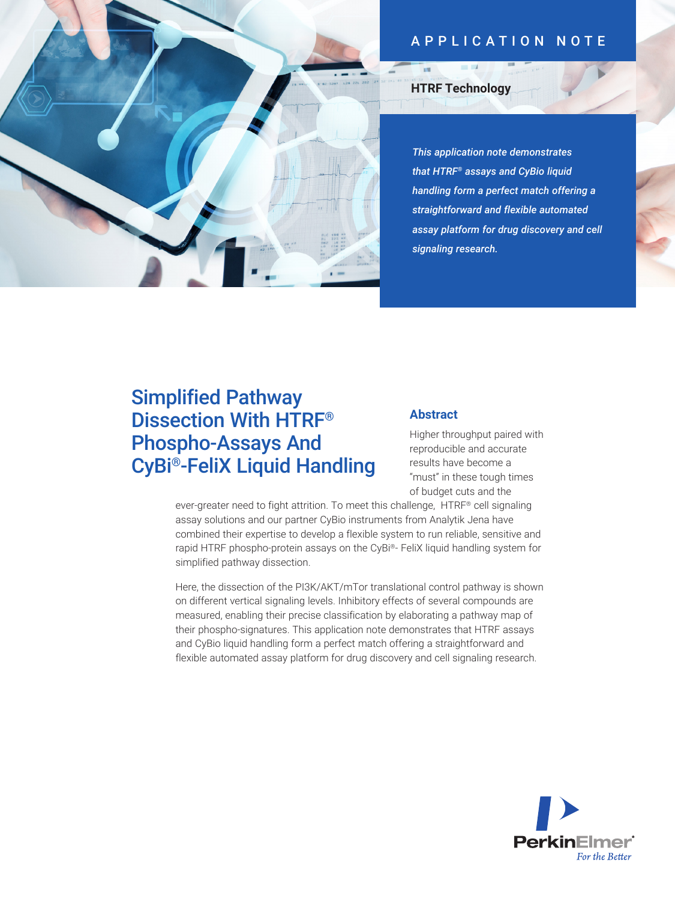APPLICATION NOTE

**HTRF Technology**

*This application note demonstrates that HTRF® assays and CyBio liquid handling form a perfect match offering a straightforward and flexible automated assay platform for drug discovery and cell signaling research.*

# Simplified Pathway Dissection With HTRF® Phospho-Assays And CyBi®-FeliX Liquid Handling

## Abstract

Higher throughput paired with reproducible and accurate results have become a "must" in these tough times of budget cuts and the ever-greater need to fight attrition. To meet this challenge, HTRF® cell signaling assay solutions and our partner CyBio instruments from Analytik Jena have combined their expertise to develop a flexible system to run reliable, sensitive and rapid HTRF phospho-protein assays on the CyBi®- FeliX liquid handling system for simplified pathway dissection.

Here, the dissection of the PI3K/AKT/mTor translational control pathway is shown on different vertical signaling levels. Inhibitory effects of several compounds are measured, enabling their precise classification by elaborating a pathway map of their phospho-signatures. This application note demonstrates that HTRF assays and CyBio liquid handling form a perfect match offering a straightforward and flexible automated assay platform for drug discovery and cell signaling research.

PerkinElmer®
For the Better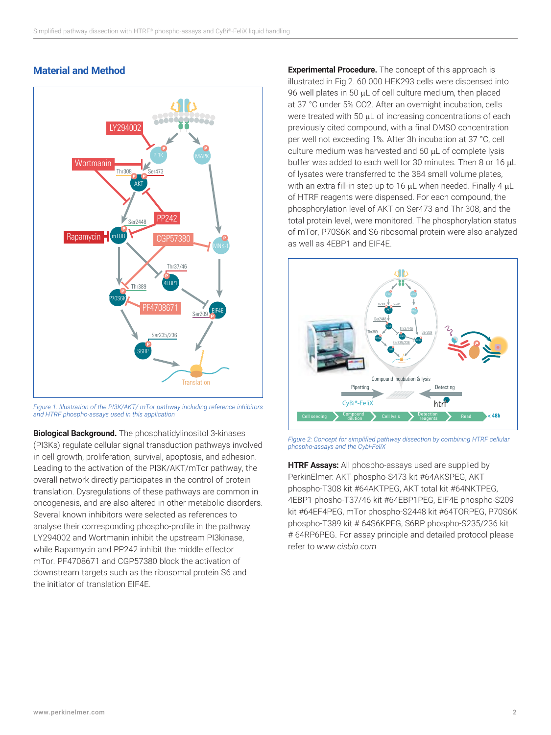## Material and Method

*Figure 1: Illustration of the PI3K/AKT/ mTor pathway including reference inhibitors and HTRF phospho-assays used in this application*

**Biological Background.** The phosphatidylinositol 3-kinases (PI3Ks) regulate cellular signal transduction pathways involved in cell growth, proliferation, survival, apoptosis, and adhesion. Leading to the activation of the PI3K/AKT/mTor pathway, the overall network directly participates in the control of protein translation. Dysregulations of these pathways are common in oncogenesis, and are also altered in other metabolic disorders. Several known inhibitors were selected as references to analyse their corresponding phospho-profile in the pathway. LY294002 and Wortmanin inhibit the upstream PI3kinase, while Rapamycin and PP242 inhibit the middle effector mTor. PF4708671 and CGP57380 block the activation of downstream targets such as the ribosomal protein S6 and the initiator of translation EIF4E.

**Experimental Procedure.** The concept of this approach is illustrated in Fig.2. 60 000 HEK293 cells were dispensed into 96 well plates in 50 µL of cell culture medium, then placed at 37 °C under 5% CO2. After an overnight incubation, cells were treated with 50 µL of increasing concentrations of each previously cited compound, with a final DMSO concentration per well not exceeding 1%. After 3h incubation at 37 °C, cell culture medium was harvested and 60 µL of complete lysis buffer was added to each well for 30 minutes. Then 8 or 16 µL of lysates were transferred to the 384 small volume plates, with an extra fill-in step up to 16 µL when needed. Finally 4 µL of HTRF reagents were dispensed. For each compound, the phosphorylation level of AKT on Ser473 and Thr 308, and the total protein level, were monitored. The phosphorylation status of mTor, P70S6K and S6-ribosomal protein were also analyzed as well as 4EBP1 and EIF4E.

*Figure 2: Concept for simplified pathway dissection by combining HTRF cellular phospho-assays and the Cybi-FeliX*

**HTRF Assays:** All phospho-assays used are supplied by PerkinElmer: AKT phospho-S473 kit #64AKSPEG, AKT phospho-T308 kit #64AKTPEG, AKT total kit #64NKTPEG, 4EBP1 phosho-T37/46 kit #64EBP1PEG, EIF4E phospho-S209 kit #64EF4PEG, mTor phospho-S2448 kit #64TORPEG, P70S6K phospho-T389 kit # 64S6KPEG, S6RP phospho-S235/236 kit # 64RP6PEG. For assay principle and detailed protocol please refer to *www.cisbio.com*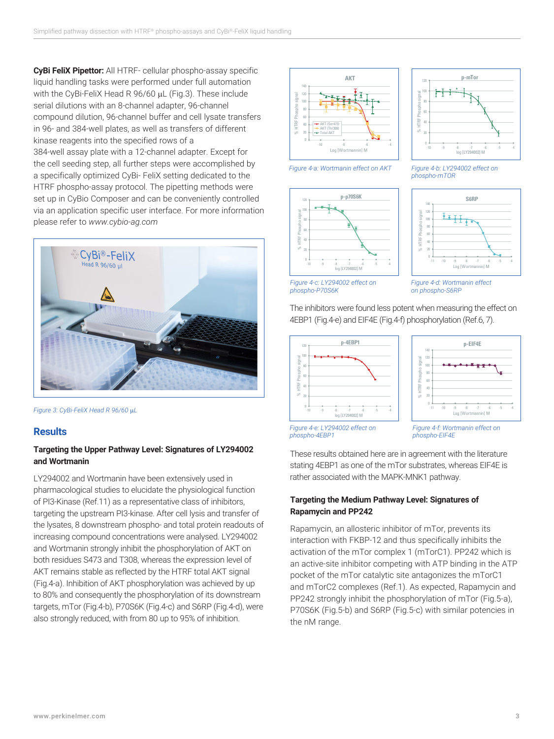**CyBi FeliX Pipettor:** All HTRF- cellular phospho-assay specific liquid handling tasks were performed under full automation with the CyBi-FeliX Head R 96/60 µL (Fig.3). These include serial dilutions with an 8-channel adapter, 96-channel compound dilution, 96-channel buffer and cell lysate transfers in 96- and 384-well plates, as well as transfers of different kinase reagents into the specified rows of a 384-well assay plate with a 12-channel adapter. Except for the cell seeding step, all further steps were accomplished by a specifically optimized CyBi- FeliX setting dedicated to the HTRF phospho-assay protocol. The pipetting methods were set up in CyBio Composer and can be conveniently controlled via an application specific user interface. For more information please refer to *www.cybio-ag.com*

*Figure 3: CyBi-FeliX Head R 96/60 µL*

## Results

### Targeting the Upper Pathway Level: Signatures of LY294002 and Wortmanin

LY294002 and Wortmanin have been extensively used in pharmacological studies to elucidate the physiological function of PI3-Kinase (Ref.11) as a representative class of inhibitors, targeting the upstream PI3-kinase. After cell lysis and transfer of the lysates, 8 downstream phospho- and total protein readouts of increasing compound concentrations were analysed. LY294002 and Wortmanin strongly inhibit the phosphorylation of AKT on both residues S473 and T308, whereas the expression level of AKT remains stable as reflected by the HTRF total AKT signal (Fig.4-a). Inhibition of AKT phosphorylation was achieved by up to 80% and consequently the phosphorylation of its downstream targets, mTor (Fig.4-b), P70S6K (Fig.4-c) and S6RP (Fig.4-d), were also strongly reduced, with from 80 up to 95% of inhibition.

*Figure 4-a: Wortmanin effect on AKT*

*Figure 4-b: LY294002 effect on phospho-mTOR*

*Figure 4-c: LY294002 effect on phospho-P70S6K*

*Figure 4-d: Wortmanin effect on phospho-S6RP*

The inhibitors were found less potent when measuring the effect on 4EBP1 (Fig.4-e) and EIF4E (Fig.4-f) phosphorylation (Ref.6, 7).

*Figure 4-e: LY294002 effect on phospho-4EBP1*

*Figure 4-f: Wortmanin effect on phospho-EIF4E*

These results obtained here are in agreement with the literature stating 4EBP1 as one of the mTor substrates, whereas EIF4E is rather associated with the MAPK-MNK1 pathway.

### Targeting the Medium Pathway Level: Signatures of Rapamycin and PP242

Rapamycin, an allosteric inhibitor of mTor, prevents its interaction with FKBP-12 and thus specifically inhibits the activation of the mTor complex 1 (mTorC1). PP242 which is an active-site inhibitor competing with ATP binding in the ATP pocket of the mTor catalytic site antagonizes the mTorC1 and mTorC2 complexes (Ref.1). As expected, Rapamycin and PP242 strongly inhibit the phosphorylation of mTor (Fig.5-a), P70S6K (Fig.5-b) and S6RP (Fig.5-c) with similar potencies in the nM range.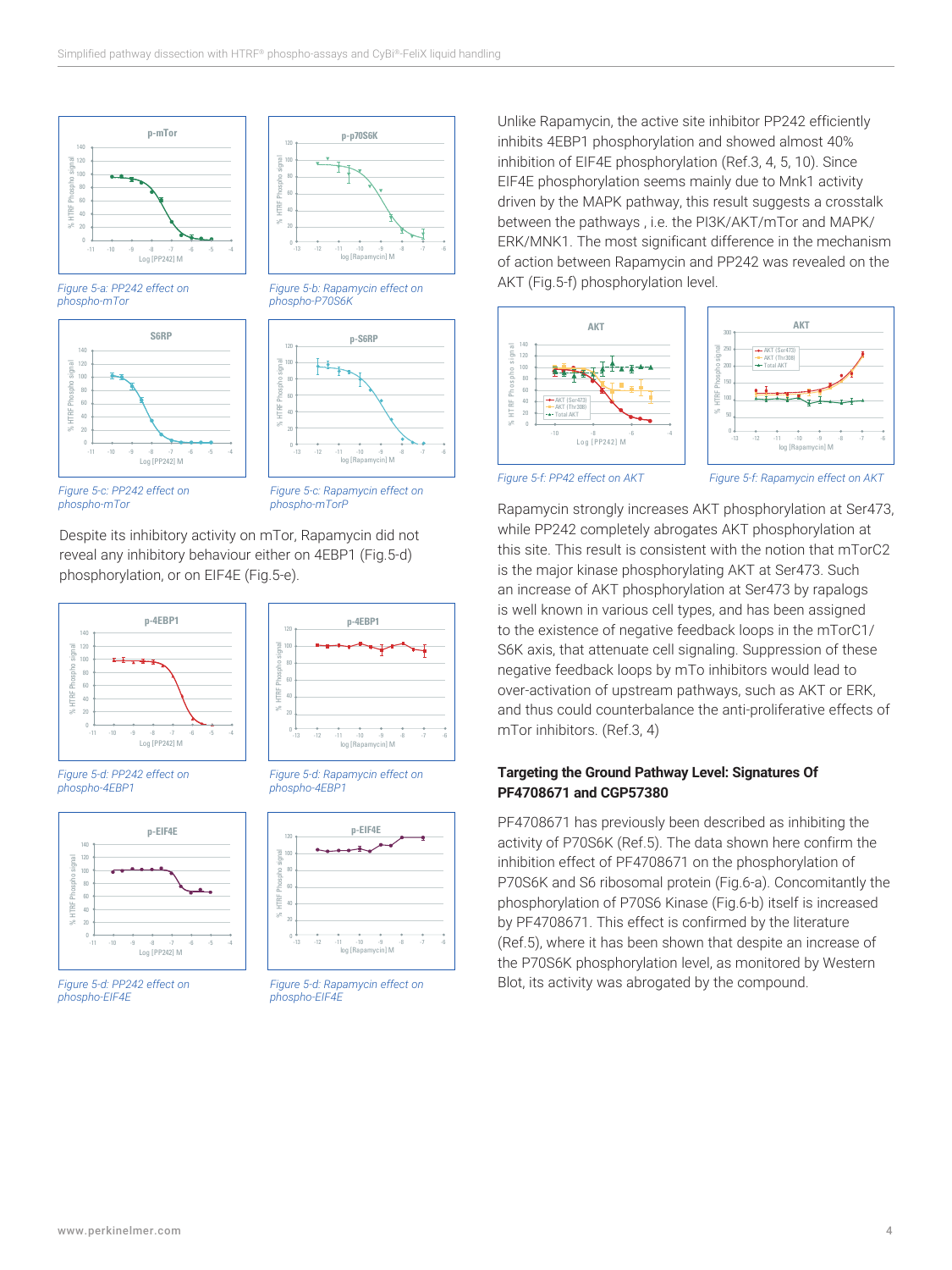Figure 5-a: PP242 effect on phospho-mTor

Figure 5-b: Rapamycin effect on phospho-P70S6K

Figure 5-c: PP242 effect on phospho-mTor

Figure 5-c: Rapamycin effect on phospho-mTorP

Despite its inhibitory activity on mTor, Rapamycin did not reveal any inhibitory behaviour either on 4EBP1 (Fig.5-d) phosphorylation, or on EIF4E (Fig.5-e).

Figure 5-d: PP242 effect on phospho-4EBP1

Figure 5-d: Rapamycin effect on phospho-4EBP1

Figure 5-d: PP242 effect on phospho-EIF4E

Figure 5-d: Rapamycin effect on phospho-EIF4E

Unlike Rapamycin, the active site inhibitor PP242 efficiently inhibits 4EBP1 phosphorylation and showed almost 40% inhibition of EIF4E phosphorylation (Ref.3, 4, 5, 10). Since EIF4E phosphorylation seems mainly due to Mnk1 activity driven by the MAPK pathway, this result suggests a crosstalk between the pathways , i.e. the PI3K/AKT/mTor and MAPK/ERK/MNK1. The most significant difference in the mechanism of action between Rapamycin and PP242 was revealed on the AKT (Fig.5-f) phosphorylation level.

Figure 5-f: PP42 effect on AKT

Figure 5-f: Rapamycin effect on AKT

Rapamycin strongly increases AKT phosphorylation at Ser473, while PP242 completely abrogates AKT phosphorylation at this site. This result is consistent with the notion that mTorC2 is the major kinase phosphorylating AKT at Ser473. Such an increase of AKT phosphorylation at Ser473 by rapalogs is well known in various cell types, and has been assigned to the existence of negative feedback loops in the mTorC1/S6K axis, that attenuate cell signaling. Suppression of these negative feedback loops by mTo inhibitors would lead to over-activation of upstream pathways, such as AKT or ERK, and thus could counterbalance the anti-proliferative effects of mTor inhibitors. (Ref.3, 4)

### Targeting the Ground Pathway Level: Signatures Of PF4708671 and CGP57380

PF4708671 has previously been described as inhibiting the activity of P70S6K (Ref.5). The data shown here confirm the inhibition effect of PF4708671 on the phosphorylation of P70S6K and S6 ribosomal protein (Fig.6-a). Concomitantly the phosphorylation of P70S6 Kinase (Fig.6-b) itself is increased by PF4708671. This effect is confirmed by the literature (Ref.5), where it has been shown that despite an increase of the P70S6K phosphorylation level, as monitored by Western Blot, its activity was abrogated by the compound.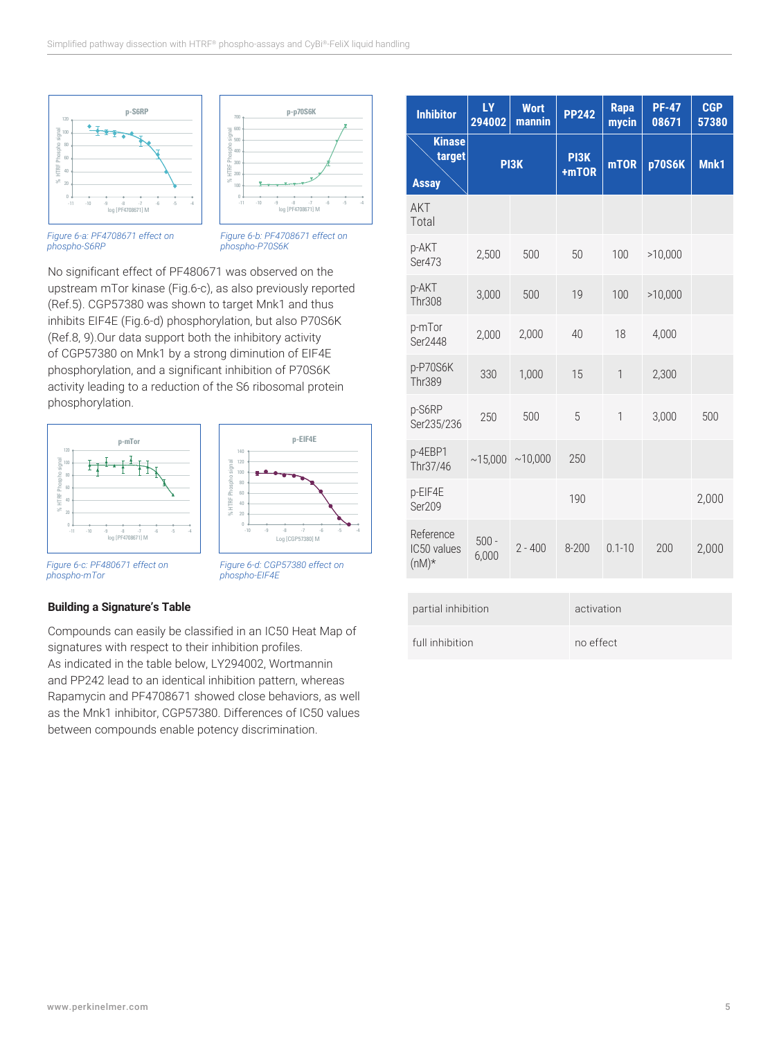Figure 6-a: PF4708671 effect on phospho-S6RP

Figure 6-b: PF4708671 effect on phospho-P70S6K

No significant effect of PF480671 was observed on the upstream mTor kinase (Fig.6-c), as also previously reported (Ref.5). CGP57380 was shown to target Mnk1 and thus inhibits EIF4E (Fig.6-d) phosphorylation, but also P70S6K (Ref.8, 9).Our data support both the inhibitory activity of CGP57380 on Mnk1 by a strong diminution of EIF4E phosphorylation, and a significant inhibition of P70S6K activity leading to a reduction of the S6 ribosomal protein phosphorylation.

Figure 6-c: PF480671 effect on phospho-mTor

Figure 6-d: CGP57380 effect on phospho-EIF4E

#### Building a Signature's Table

Compounds can easily be classified in an IC50 Heat Map of signatures with respect to their inhibition profiles.
As indicated in the table below, LY294002, Wortmannin and PP242 lead to an identical inhibition pattern, whereas Rapamycin and PF4708671 showed close behaviors, as well as the Mnk1 inhibitor, CGP57380. Differences of IC50 values between compounds enable potency discrimination.

| Inhibitor | LY 294002 | Wortmannin | PP242 | Rapamycin | PF-4708671 | CGP 57380 |
|---|---|---|---|---|---|---|
| Kinase target / Assay | PI3K | | PI3K +mTOR | mTOR | p70S6K | Mnk1 |
| AKT Total | | | | | | |
| p-AKT Ser473 | 2,500 | 500 | 50 | 100 | >10,000 | |
| p-AKT Thr308 | 3,000 | 500 | 19 | 100 | >10,000 | |
| p-mTor Ser2448 | 2,000 | 2,000 | 40 | 18 | 4,000 | |
| p-P70S6K Thr389 | 330 | 1,000 | 15 | 1 | 2,300 | |
| p-S6RP Ser235/236 | 250 | 500 | 5 | 1 | 3,000 | 500 |
| p-4EBP1 Thr37/46 | ~15,000 | ~10,000 | 250 | | | |
| p-EIF4E Ser209 | | | 190 | | | 2,000 |
| Reference IC50 values (nM)* | 500 - 6,000 | 2 - 400 | 8-200 | 0.1-10 | 200 | 2,000 |

| | |
|---|---|
| partial inhibition | activation |
| full inhibition | no effect |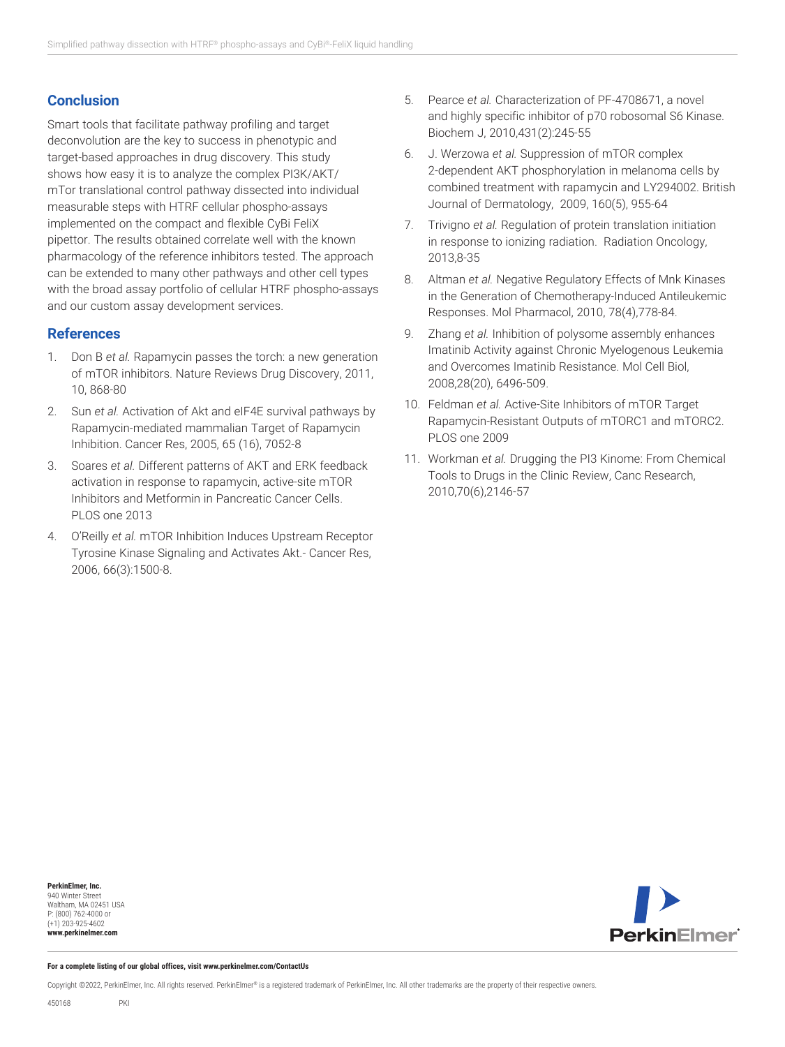## Conclusion

Smart tools that facilitate pathway profiling and target deconvolution are the key to success in phenotypic and target-based approaches in drug discovery. This study shows how easy it is to analyze the complex PI3K/AKT/mTor translational control pathway dissected into individual measurable steps with HTRF cellular phospho-assays implemented on the compact and flexible CyBi FeliX pipettor. The results obtained correlate well with the known pharmacology of the reference inhibitors tested. The approach can be extended to many other pathways and other cell types with the broad assay portfolio of cellular HTRF phospho-assays and our custom assay development services.

## References

1. Don B *et al.* Rapamycin passes the torch: a new generation of mTOR inhibitors. Nature Reviews Drug Discovery, 2011, 10, 868-80
2. Sun *et al.* Activation of Akt and eIF4E survival pathways by Rapamycin-mediated mammalian Target of Rapamycin Inhibition. Cancer Res, 2005, 65 (16), 7052-8
3. Soares *et al.* Different patterns of AKT and ERK feedback activation in response to rapamycin, active-site mTOR Inhibitors and Metformin in Pancreatic Cancer Cells. PLOS one 2013
4. O'Reilly *et al.* mTOR Inhibition Induces Upstream Receptor Tyrosine Kinase Signaling and Activates Akt.- Cancer Res, 2006, 66(3):1500-8.
5. Pearce *et al.* Characterization of PF-4708671, a novel and highly specific inhibitor of p70 robosomal S6 Kinase. Biochem J, 2010,431(2):245-55
6. J. Werzowa *et al.* Suppression of mTOR complex 2-dependent AKT phosphorylation in melanoma cells by combined treatment with rapamycin and LY294002. British Journal of Dermatology, 2009, 160(5), 955-64
7. Trivigno *et al.* Regulation of protein translation initiation in response to ionizing radiation. Radiation Oncology, 2013,8-35
8. Altman *et al.* Negative Regulatory Effects of Mnk Kinases in the Generation of Chemotherapy-Induced Antileukemic Responses. Mol Pharmacol, 2010, 78(4),778-84.
9. Zhang *et al.* Inhibition of polysome assembly enhances Imatinib Activity against Chronic Myelogenous Leukemia and Overcomes Imatinib Resistance. Mol Cell Biol, 2008,28(20), 6496-509.
10. Feldman *et al.* Active-Site Inhibitors of mTOR Target Rapamycin-Resistant Outputs of mTORC1 and mTORC2. PLOS one 2009
11. Workman *et al.* Drugging the PI3 Kinome: From Chemical Tools to Drugs in the Clinic Review, Canc Research, 2010,70(6),2146-57

**PerkinElmer, Inc.**
940 Winter Street
Waltham, MA 02451 USA
P: (800) 762-4000 or
(+1) 203-925-4602
**www.perkinelmer.com**

**For a complete listing of our global offices, visit www.perkinelmer.com/ContactUs**

Copyright ©2022, PerkinElmer, Inc. All rights reserved. PerkinElmer® is a registered trademark of PerkinElmer, Inc. All other trademarks are the property of their respective owners.

450168 PKI